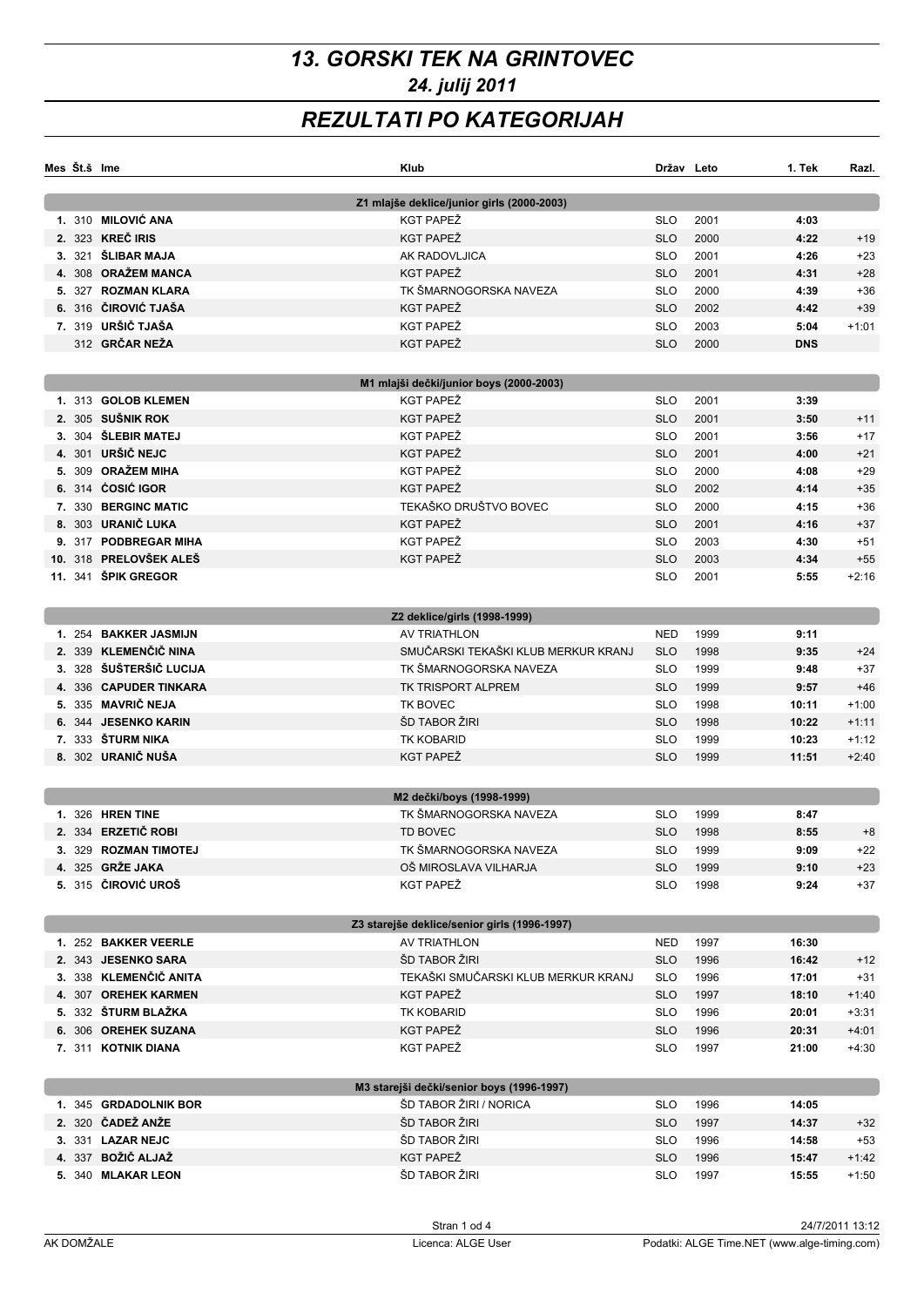# 13. GORSKI TEK NA GRINTOVEC

## 24. julij 2011

# REZULTATI PO KATEGORIJAH

| Mes | Št.š | Ime | Klub | Država | Leto | 1. Tek | Razl. |
|---|---|---|---|---|---|---|---|
| | | | **Z1 mlajše deklice/junior girls (2000-2003)** | | | | |
| **1.** | 310 | **MILOVIĆ ANA** | KGT PAPEŽ | SLO | 2001 | **4:03** | |
| **2.** | 323 | **KREČ IRIS** | KGT PAPEŽ | SLO | 2000 | **4:22** | +19 |
| **3.** | 321 | **ŠLIBAR MAJA** | AK RADOVLJICA | SLO | 2001 | **4:26** | +23 |
| **4.** | 308 | **ORAŽEM MANCA** | KGT PAPEŽ | SLO | 2001 | **4:31** | +28 |
| **5.** | 327 | **ROZMAN KLARA** | TK ŠMARNOGORSKA NAVEZA | SLO | 2000 | **4:39** | +36 |
| **6.** | 316 | **ČIROVIĆ TJAŠA** | KGT PAPEŽ | SLO | 2002 | **4:42** | +39 |
| **7.** | 319 | **URŠIČ TJAŠA** | KGT PAPEŽ | SLO | 2003 | **5:04** | +1:01 |
| | 312 | **GRČAR NEŽA** | KGT PAPEŽ | SLO | 2000 | **DNS** | |
| | | | **M1 mlajši dečki/junior boys (2000-2003)** | | | | |
| **1.** | 313 | **GOLOB KLEMEN** | KGT PAPEŽ | SLO | 2001 | **3:39** | |
| **2.** | 305 | **SUŠNIK ROK** | KGT PAPEŽ | SLO | 2001 | **3:50** | +11 |
| **3.** | 304 | **ŠLEBIR MATEJ** | KGT PAPEŽ | SLO | 2001 | **3:56** | +17 |
| **4.** | 301 | **URŠIČ NEJC** | KGT PAPEŽ | SLO | 2001 | **4:00** | +21 |
| **5.** | 309 | **ORAŽEM MIHA** | KGT PAPEŽ | SLO | 2000 | **4:08** | +29 |
| **6.** | 314 | **ĆOSIĆ IGOR** | KGT PAPEŽ | SLO | 2002 | **4:14** | +35 |
| **7.** | 330 | **BERGINC MATIC** | TEKAŠKO DRUŠTVO BOVEC | SLO | 2000 | **4:15** | +36 |
| **8.** | 303 | **URANIČ LUKA** | KGT PAPEŽ | SLO | 2001 | **4:16** | +37 |
| **9.** | 317 | **PODBREGAR MIHA** | KGT PAPEŽ | SLO | 2003 | **4:30** | +51 |
| **10.** | 318 | **PRELOVŠEK ALEŠ** | KGT PAPEŽ | SLO | 2003 | **4:34** | +55 |
| **11.** | 341 | **ŠPIK GREGOR** | | SLO | 2001 | **5:55** | +2:16 |
| | | | **Z2 deklice/girls (1998-1999)** | | | | |
| **1.** | 254 | **BAKKER JASMIJN** | AV TRIATHLON | NED | 1999 | **9:11** | |
| **2.** | 339 | **KLEMENČIČ NINA** | SMUČARSKI TEKAŠKI KLUB MERKUR KRANJ | SLO | 1998 | **9:35** | +24 |
| **3.** | 328 | **ŠUŠTERŠIČ LUCIJA** | TK ŠMARNOGORSKA NAVEZA | SLO | 1999 | **9:48** | +37 |
| **4.** | 336 | **CAPUDER TINKARA** | TK TRISPORT ALPREM | SLO | 1999 | **9:57** | +46 |
| **5.** | 335 | **MAVRIČ NEJA** | TK BOVEC | SLO | 1998 | **10:11** | +1:00 |
| **6.** | 344 | **JESENKO KARIN** | ŠD TABOR ŽIRI | SLO | 1998 | **10:22** | +1:11 |
| **7.** | 333 | **ŠTURM NIKA** | TK KOBARID | SLO | 1999 | **10:23** | +1:12 |
| **8.** | 302 | **URANIČ NUŠA** | KGT PAPEŽ | SLO | 1999 | **11:51** | +2:40 |
| | | | **M2 dečki/boys (1998-1999)** | | | | |
| **1.** | 326 | **HREN TINE** | TK ŠMARNOGORSKA NAVEZA | SLO | 1999 | **8:47** | |
| **2.** | 334 | **ERZETIČ ROBI** | TD BOVEC | SLO | 1998 | **8:55** | +8 |
| **3.** | 329 | **ROZMAN TIMOTEJ** | TK ŠMARNOGORSKA NAVEZA | SLO | 1999 | **9:09** | +22 |
| **4.** | 325 | **GRŽE JAKA** | OŠ MIROSLAVA VILHARJA | SLO | 1999 | **9:10** | +23 |
| **5.** | 315 | **ČIROVIĆ UROŠ** | KGT PAPEŽ | SLO | 1998 | **9:24** | +37 |
| | | | **Z3 starejše deklice/senior girls (1996-1997)** | | | | |
| **1.** | 252 | **BAKKER VEERLE** | AV TRIATHLON | NED | 1997 | **16:30** | |
| **2.** | 343 | **JESENKO SARA** | ŠD TABOR ŽIRI | SLO | 1996 | **16:42** | +12 |
| **3.** | 338 | **KLEMENČIČ ANITA** | TEKAŠKI SMUČARSKI KLUB MERKUR KRANJ | SLO | 1996 | **17:01** | +31 |
| **4.** | 307 | **OREHEK KARMEN** | KGT PAPEŽ | SLO | 1997 | **18:10** | +1:40 |
| **5.** | 332 | **ŠTURM BLAŽKA** | TK KOBARID | SLO | 1996 | **20:01** | +3:31 |
| **6.** | 306 | **OREHEK SUZANA** | KGT PAPEŽ | SLO | 1996 | **20:31** | +4:01 |
| **7.** | 311 | **KOTNIK DIANA** | KGT PAPEŽ | SLO | 1997 | **21:00** | +4:30 |
| | | | **M3 starejši dečki/senior boys (1996-1997)** | | | | |
| **1.** | 345 | **GRDADOLNIK BOR** | ŠD TABOR ŽIRI / NORICA | SLO | 1996 | **14:05** | |
| **2.** | 320 | **ČADEŽ ANŽE** | ŠD TABOR ŽIRI | SLO | 1997 | **14:37** | +32 |
| **3.** | 331 | **LAZAR NEJC** | ŠD TABOR ŽIRI | SLO | 1996 | **14:58** | +53 |
| **4.** | 337 | **BOŽIČ ALJAŽ** | KGT PAPEŽ | SLO | 1996 | **15:47** | +1:42 |
| **5.** | 340 | **MLAKAR LEON** | ŠD TABOR ŽIRI | SLO | 1997 | **15:55** | +1:50 |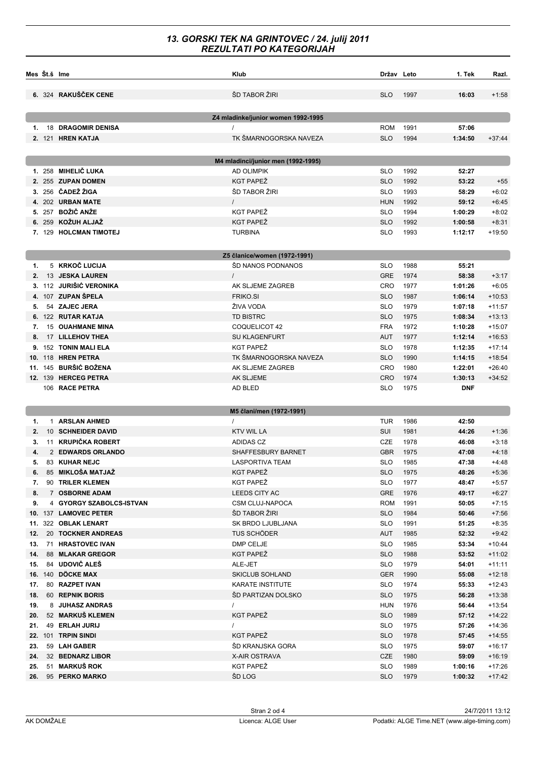## 13. GORSKI TEK NA GRINTOVEC / 24. julij 2011
## REZULTATI PO KATEGORIJAH

| Mes | Št.š | Ime | Klub | Držav | Leto | 1. Tek | Razl. |
|---|---|---|---|---|---|---|---|
| 6. | 324 | RAKUŠČEK CENE | ŠD TABOR ŽIRI | SLO | 1997 | 16:03 | +1:58 |
| | | | **Z4 mladinke/junior women 1992-1995** | | | | |
| 1. | 18 | DRAGOMIR DENISA | / | ROM | 1991 | 57:06 | |
| 2. | 121 | HREN KATJA | TK ŠMARNOGORSKA NAVEZA | SLO | 1994 | 1:34:50 | +37:44 |
| | | | **M4 mladinci/junior men (1992-1995)** | | | | |
| 1. | 258 | MIHELIČ LUKA | AD OLIMPIK | SLO | 1992 | 52:27 | |
| 2. | 255 | ZUPAN DOMEN | KGT PAPEŽ | SLO | 1992 | 53:22 | +55 |
| 3. | 256 | ČADEŽ ŽIGA | ŠD TABOR ŽIRI | SLO | 1993 | 58:29 | +6:02 |
| 4. | 202 | URBAN MATE | / | HUN | 1992 | 59:12 | +6:45 |
| 5. | 257 | BOŽIČ ANŽE | KGT PAPEŽ | SLO | 1994 | 1:00:29 | +8:02 |
| 6. | 259 | KOŽUH ALJAŽ | KGT PAPEŽ | SLO | 1992 | 1:00:58 | +8:31 |
| 7. | 129 | HOLCMAN TIMOTEJ | TURBINA | SLO | 1993 | 1:12:17 | +19:50 |
| | | | **Z5 članice/women (1972-1991)** | | | | |
| 1. | 5 | KRKOČ LUCIJA | ŠD NANOS PODNANOS | SLO | 1988 | 55:21 | |
| 2. | 13 | JESKA LAUREN | / | GRE | 1974 | 58:38 | +3:17 |
| 3. | 112 | JURIŠIĆ VERONIKA | AK SLJEME ZAGREB | CRO | 1977 | 1:01:26 | +6:05 |
| 4. | 107 | ZUPAN ŠPELA | FRIKO.SI | SLO | 1987 | 1:06:14 | +10:53 |
| 5. | 54 | ZAJEC JERA | ŽIVA VODA | SLO | 1979 | 1:07:18 | +11:57 |
| 6. | 122 | RUTAR KATJA | TD BISTRC | SLO | 1975 | 1:08:34 | +13:13 |
| 7. | 15 | OUAHMANE MINA | COQUELICOT 42 | FRA | 1972 | 1:10:28 | +15:07 |
| 8. | 17 | LILLEHOV THEA | SU KLAGENFURT | AUT | 1977 | 1:12:14 | +16:53 |
| 9. | 152 | TONIN MALI ELA | KGT PAPEŽ | SLO | 1978 | 1:12:35 | +17:14 |
| 10. | 118 | HREN PETRA | TK ŠMARNOGORSKA NAVEZA | SLO | 1990 | 1:14:15 | +18:54 |
| 11. | 145 | BURŠIĆ BOŽENA | AK SLJEME ZAGREB | CRO | 1980 | 1:22:01 | +26:40 |
| 12. | 139 | HERCEG PETRA | AK SLJEME | CRO | 1974 | 1:30:13 | +34:52 |
| | 106 | RACE PETRA | AD BLED | SLO | 1975 | DNF | |
| | | | **M5 člani/men (1972-1991)** | | | | |
| 1. | 1 | ARSLAN AHMED | / | TUR | 1986 | 42:50 | |
| 2. | 10 | SCHNEIDER DAVID | KTV WIL LA | SUI | 1981 | 44:26 | +1:36 |
| 3. | 11 | KRUPIČKA ROBERT | ADIDAS CZE | CZE | 1978 | 46:08 | +3:18 |
| 4. | 2 | EDWARDS ORLANDO | SHAFFESBURY BARNET | GBR | 1975 | 47:08 | +4:18 |
| 5. | 83 | KUHAR NEJC | LASPORTIVA TEAM | SLO | 1985 | 47:38 | +4:48 |
| 6. | 85 | MIKLOŠA MATJAŽ | KGT PAPEŽ | SLO | 1975 | 48:26 | +5:36 |
| 7. | 90 | TRILER KLEMEN | KGT PAPEŽ | SLO | 1977 | 48:47 | +5:57 |
| 8. | 7 | OSBORNE ADAM | LEEDS CITY AC | GRE | 1976 | 49:17 | +6:27 |
| 9. | 4 | GYORGY SZABOLCS-ISTVAN | CSM CLUJ-NAPOCA | ROM | 1991 | 50:05 | +7:15 |
| 10. | 137 | LAMOVEC PETER | ŠD TABOR ŽIRI | SLO | 1984 | 50:46 | +7:56 |
| 11. | 322 | OBLAK LENART | SK BRDO LJUBLJANA | SLO | 1991 | 51:25 | +8:35 |
| 12. | 20 | TOCKNER ANDREAS | TUS SCHÖDER | AUT | 1985 | 52:32 | +9:42 |
| 13. | 71 | HRASTOVEC IVAN | DMP CELJE | SLO | 1985 | 53:34 | +10:44 |
| 14. | 88 | MLAKAR GREGOR | KGT PAPEŽ | SLO | 1988 | 53:52 | +11:02 |
| 15. | 84 | UDOVIČ ALEŠ | ALE-JET | SLO | 1979 | 54:01 | +11:11 |
| 16. | 140 | DÖCKE MAX | SKICLUB SOHLAND | GER | 1990 | 55:08 | +12:18 |
| 17. | 80 | RAZPET IVAN | KARATE INSTITUTE | SLO | 1974 | 55:33 | +12:43 |
| 18. | 60 | REPNIK BORIS | ŠD PARTIZAN DOLSKO | SLO | 1975 | 56:28 | +13:38 |
| 19. | 8 | JUHASZ ANDRAS | / | HUN | 1976 | 56:44 | +13:54 |
| 20. | 52 | MARKUŠ KLEMEN | KGT PAPEŽ | SLO | 1989 | 57:12 | +14:22 |
| 21. | 49 | ERLAH JURIJ | / | SLO | 1975 | 57:26 | +14:36 |
| 22. | 101 | TRPIN SINDI | KGT PAPEŽ | SLO | 1978 | 57:45 | +14:55 |
| 23. | 59 | LAH GABER | ŠD KRANJSKA GORA | SLO | 1975 | 59:07 | +16:17 |
| 24. | 32 | BEDNARZ LIBOR | X-AIR OSTRAVA | CZE | 1980 | 59:09 | +16:19 |
| 25. | 51 | MARKUŠ ROK | KGT PAPEŽ | SLO | 1989 | 1:00:16 | +17:26 |
| 26. | 95 | PERKO MARKO | ŠD LOG | SLO | 1979 | 1:00:32 | +17:42 |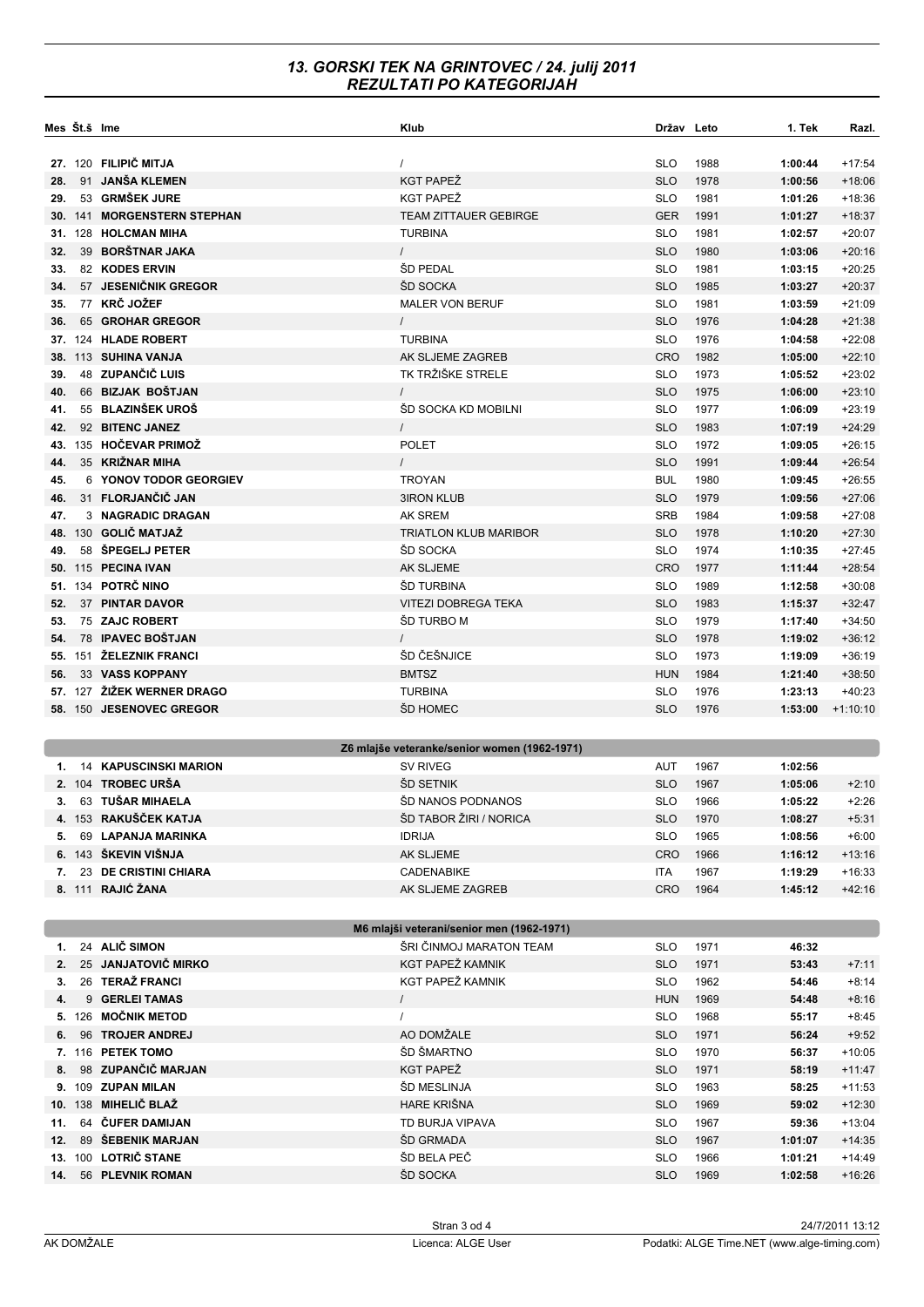# 13. GORSKI TEK NA GRINTOVEC / 24. julij 2011
## REZULTATI PO KATEGORIJAH

| Mes | Št.š | Ime | Klub | Držav | Leto | 1. Tek | Razl. |
|---|---|---|---|---|---|---|---|
| 27. | 120 | FILIPIČ MITJA | / | SLO | 1988 | 1:00:44 | +17:54 |
| 28. | 91 | JANŠA KLEMEN | KGT PAPEŽ | SLO | 1978 | 1:00:56 | +18:06 |
| 29. | 53 | GRMŠEK JURE | KGT PAPEŽ | SLO | 1981 | 1:01:26 | +18:36 |
| 30. | 141 | MORGENSTERN STEPHAN | TEAM ZITTAUER GEBIRGE | GER | 1991 | 1:01:27 | +18:37 |
| 31. | 128 | HOLCMAN MIHA | TURBINA | SLO | 1981 | 1:02:57 | +20:07 |
| 32. | 39 | BORŠTNAR JAKA | / | SLO | 1980 | 1:03:06 | +20:16 |
| 33. | 82 | KODES ERVIN | ŠD PEDAL | SLO | 1981 | 1:03:15 | +20:25 |
| 34. | 57 | JESENIČNIK GREGOR | ŠD SOCKA | SLO | 1985 | 1:03:27 | +20:37 |
| 35. | 77 | KRČ JOŽEF | MALER VON BERUF | SLO | 1981 | 1:03:59 | +21:09 |
| 36. | 65 | GROHAR GREGOR | / | SLO | 1976 | 1:04:28 | +21:38 |
| 37. | 124 | HLADE ROBERT | TURBINA | SLO | 1976 | 1:04:58 | +22:08 |
| 38. | 113 | SUHINA VANJA | AK SLJEME ZAGREB | CRO | 1982 | 1:05:00 | +22:10 |
| 39. | 48 | ZUPANČIČ LUIS | TK TRŽIŠKE STRELE | SLO | 1973 | 1:05:52 | +23:02 |
| 40. | 66 | BIZJAK BOŠTJAN | / | SLO | 1975 | 1:06:00 | +23:10 |
| 41. | 55 | BLAZINŠEK UROŠ | ŠD SOCKA KD MOBILNI | SLO | 1977 | 1:06:09 | +23:19 |
| 42. | 92 | BITENC JANEZ | / | SLO | 1983 | 1:07:19 | +24:29 |
| 43. | 135 | HOČEVAR PRIMOŽ | POLET | SLO | 1972 | 1:09:05 | +26:15 |
| 44. | 35 | KRIŽNAR MIHA | / | SLO | 1991 | 1:09:44 | +26:54 |
| 45. | 6 | YONOV TODOR GEORGIEV | TROYAN | BUL | 1980 | 1:09:45 | +26:55 |
| 46. | 31 | FLORJANČIČ JAN | 3IRON KLUB | SLO | 1979 | 1:09:56 | +27:06 |
| 47. | 3 | NAGRADIC DRAGAN | AK SREM | SRB | 1984 | 1:09:58 | +27:08 |
| 48. | 130 | GOLIČ MATJAŽ | TRIATLON KLUB MARIBOR | SLO | 1978 | 1:10:20 | +27:30 |
| 49. | 58 | ŠPEGELJ PETER | ŠD SOCKA | SLO | 1974 | 1:10:35 | +27:45 |
| 50. | 115 | PECINA IVAN | AK SLJEME | CRO | 1977 | 1:11:44 | +28:54 |
| 51. | 134 | POTRČ NINO | ŠD TURBINA | SLO | 1989 | 1:12:58 | +30:08 |
| 52. | 37 | PINTAR DAVOR | VITEZI DOBREGA TEKA | SLO | 1983 | 1:15:37 | +32:47 |
| 53. | 75 | ZAJC ROBERT | ŠD TURBO M | SLO | 1979 | 1:17:40 | +34:50 |
| 54. | 78 | IPAVEC BOŠTJAN | / | SLO | 1978 | 1:19:02 | +36:12 |
| 55. | 151 | ŽELEZNIK FRANCI | ŠD ČEŠNJICE | SLO | 1973 | 1:19:09 | +36:19 |
| 56. | 33 | VASS KOPPANY | BMTSZ | HUN | 1984 | 1:21:40 | +38:50 |
| 57. | 127 | ŽIŽEK WERNER DRAGO | TURBINA | SLO | 1976 | 1:23:13 | +40:23 |
| 58. | 150 | JESENOVEC GREGOR | ŠD HOMEC | SLO | 1976 | 1:53:00 | +1:10:10 |

### Z6 mlajše veteranke/senior women (1962-1971)

| Mes | Št.š | Ime | Klub | Držav | Leto | 1. Tek | Razl. |
|---|---|---|---|---|---|---|---|
| 1. | 14 | KAPUSCINSKI MARION | SV RIVEG | AUT | 1967 | 1:02:56 | |
| 2. | 104 | TROBEC URŠA | ŠD SETNIK | SLO | 1967 | 1:05:06 | +2:10 |
| 3. | 63 | TUŠAR MIHAELA | ŠD NANOS PODNANOS | SLO | 1966 | 1:05:22 | +2:26 |
| 4. | 153 | RAKUŠČEK KATJA | ŠD TABOR ŽIRI / NORICA | SLO | 1970 | 1:08:27 | +5:31 |
| 5. | 69 | LAPANJA MARINKA | IDRIJA | SLO | 1965 | 1:08:56 | +6:00 |
| 6. | 143 | ŠKEVIN VIŠNJA | AK SLJEME | CRO | 1966 | 1:16:12 | +13:16 |
| 7. | 23 | DE CRISTINI CHIARA | CADENABIKE | ITA | 1967 | 1:19:29 | +16:33 |
| 8. | 111 | RAJIĆ ŽANA | AK SLJEME ZAGREB | CRO | 1964 | 1:45:12 | +42:16 |

### M6 mlajši veterani/senior men (1962-1971)

| Mes | Št.š | Ime | Klub | Držav | Leto | 1. Tek | Razl. |
|---|---|---|---|---|---|---|---|
| 1. | 24 | ALIČ SIMON | ŠRI ČINMOJ MARATON TEAM | SLO | 1971 | 46:32 | |
| 2. | 25 | JANJATOVIČ MIRKO | KGT PAPEŽ KAMNIK | SLO | 1971 | 53:43 | +7:11 |
| 3. | 26 | TERAŽ FRANCI | KGT PAPEŽ KAMNIK | SLO | 1962 | 54:46 | +8:14 |
| 4. | 9 | GERLEI TAMAS | / | HUN | 1969 | 54:48 | +8:16 |
| 5. | 126 | MOČNIK METOD | / | SLO | 1968 | 55:17 | +8:45 |
| 6. | 96 | TROJER ANDREJ | AO DOMŽALE | SLO | 1971 | 56:24 | +9:52 |
| 7. | 116 | PETEK TOMO | ŠD ŠMARTNO | SLO | 1970 | 56:37 | +10:05 |
| 8. | 98 | ZUPANČIČ MARJAN | KGT PAPEŽ | SLO | 1971 | 58:19 | +11:47 |
| 9. | 109 | ZUPAN MILAN | ŠD MESLINJA | SLO | 1963 | 58:25 | +11:53 |
| 10. | 138 | MIHELIČ BLAŽ | HARE KRIŠNA | SLO | 1969 | 59:02 | +12:30 |
| 11. | 64 | ČUFER DAMIJAN | TD BURJA VIPAVA | SLO | 1967 | 59:36 | +13:04 |
| 12. | 89 | ŠEBENIK MARJAN | ŠD GRMADA | SLO | 1967 | 1:01:07 | +14:35 |
| 13. | 100 | LOTRIČ STANE | ŠD BELA PEČ | SLO | 1966 | 1:01:21 | +14:49 |
| 14. | 56 | PLEVNIK ROMAN | ŠD SOCKA | SLO | 1969 | 1:02:58 | +16:26 |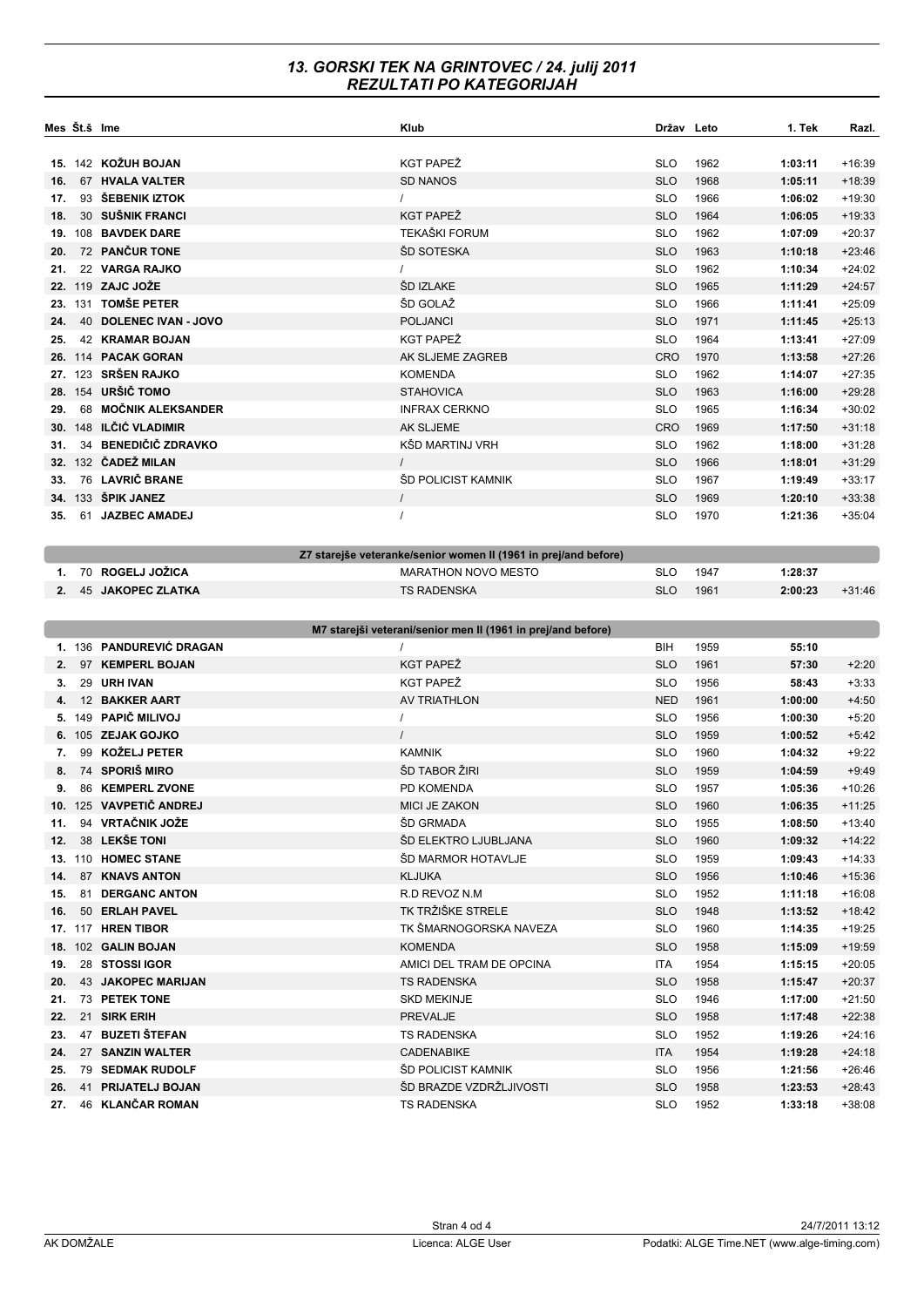# 13. GORSKI TEK NA GRINTOVEC / 24. julij 2011
## REZULTATI PO KATEGORIJAH

| Mes | Št.š | Ime | Klub | Držav | Leto | 1. Tek | Razl. |
|---|---|---|---|---|---|---|---|
| 15. | 142 | **KOŽUH BOJAN** | KGT PAPEŽ | SLO | 1962 | **1:03:11** | +16:39 |
| 16. | 67 | **HVALA VALTER** | SD NANOS | SLO | 1968 | **1:05:11** | +18:39 |
| 17. | 93 | **ŠEBENIK IZTOK** | / | SLO | 1966 | **1:06:02** | +19:30 |
| 18. | 30 | **SUŠNIK FRANCI** | KGT PAPEŽ | SLO | 1964 | **1:06:05** | +19:33 |
| 19. | 108 | **BAVDEK DARE** | TEKAŠKI FORUM | SLO | 1962 | **1:07:09** | +20:37 |
| 20. | 72 | **PANČUR TONE** | ŠD SOTESKA | SLO | 1963 | **1:10:18** | +23:46 |
| 21. | 22 | **VARGA RAJKO** | / | SLO | 1962 | **1:10:34** | +24:02 |
| 22. | 119 | **ZAJC JOŽE** | ŠD IZLAKE | SLO | 1965 | **1:11:29** | +24:57 |
| 23. | 131 | **TOMŠE PETER** | ŠD GOLAŽ | SLO | 1966 | **1:11:41** | +25:09 |
| 24. | 40 | **DOLENEC IVAN - JOVO** | POLJANCI | SLO | 1971 | **1:11:45** | +25:13 |
| 25. | 42 | **KRAMAR BOJAN** | KGT PAPEŽ | SLO | 1964 | **1:13:41** | +27:09 |
| 26. | 114 | **PACAK GORAN** | AK SLJEME ZAGREB | CRO | 1970 | **1:13:58** | +27:26 |
| 27. | 123 | **SRŠEN RAJKO** | KOMENDA | SLO | 1962 | **1:14:07** | +27:35 |
| 28. | 154 | **URŠIČ TOMO** | STAHOVICA | SLO | 1963 | **1:16:00** | +29:28 |
| 29. | 68 | **MOČNIK ALEKSANDER** | INFRAX CERKNO | SLO | 1965 | **1:16:34** | +30:02 |
| 30. | 148 | **ILČIĆ VLADIMIR** | AK SLJEME | CRO | 1969 | **1:17:50** | +31:18 |
| 31. | 34 | **BENEDIČIČ ZDRAVKO** | KŠD MARTINJ VRH | SLO | 1962 | **1:18:00** | +31:28 |
| 32. | 132 | **ČADEŽ MILAN** | / | SLO | 1966 | **1:18:01** | +31:29 |
| 33. | 76 | **LAVRIČ BRANE** | ŠD POLICIST KAMNIK | SLO | 1967 | **1:19:49** | +33:17 |
| 34. | 133 | **ŠPIK JANEZ** | / | SLO | 1969 | **1:20:10** | +33:38 |
| 35. | 61 | **JAZBEC AMADEJ** | / | SLO | 1970 | **1:21:36** | +35:04 |

**Z7 starejše veteranke/senior women II (1961 in prej/and before)**

| Mes | Št.š | Ime | Klub | Držav | Leto | 1. Tek | Razl. |
|---|---|---|---|---|---|---|---|
| 1. | 70 | **ROGELJ JOŽICA** | MARATHON NOVO MESTO | SLO | 1947 | **1:28:37** | |
| 2. | 45 | **JAKOPEC ZLATKA** | TS RADENSKA | SLO | 1961 | **2:00:23** | +31:46 |

**M7 starejši veterani/senior men II (1961 in prej/and before)**

| Mes | Št.š | Ime | Klub | Držav | Leto | 1. Tek | Razl. |
|---|---|---|---|---|---|---|---|
| 1. | 136 | **PANDUREVIĆ DRAGAN** | / | BIH | 1959 | **55:10** | |
| 2. | 97 | **KEMPERL BOJAN** | KGT PAPEŽ | SLO | 1961 | **57:30** | +2:20 |
| 3. | 29 | **URH IVAN** | KGT PAPEŽ | SLO | 1956 | **58:43** | +3:33 |
| 4. | 12 | **BAKKER AART** | AV TRIATHLON | NED | 1961 | **1:00:00** | +4:50 |
| 5. | 149 | **PAPIČ MILIVOJ** | / | SLO | 1956 | **1:00:30** | +5:20 |
| 6. | 105 | **ZEJAK GOJKO** | / | SLO | 1959 | **1:00:52** | +5:42 |
| 7. | 99 | **KOŽELJ PETER** | KAMNIK | SLO | 1960 | **1:04:32** | +9:22 |
| 8. | 74 | **SPORIŠ MIRO** | ŠD TABOR ŽIRI | SLO | 1959 | **1:04:59** | +9:49 |
| 9. | 86 | **KEMPERL ZVONE** | PD KOMENDA | SLO | 1957 | **1:05:36** | +10:26 |
| 10. | 125 | **VAVPETIČ ANDREJ** | MICI JE ZAKON | SLO | 1960 | **1:06:35** | +11:25 |
| 11. | 94 | **VRTAČNIK JOŽE** | ŠD GRMADA | SLO | 1955 | **1:08:50** | +13:40 |
| 12. | 38 | **LEKŠE TONI** | ŠD ELEKTRO LJUBLJANA | SLO | 1960 | **1:09:32** | +14:22 |
| 13. | 110 | **HOMEC STANE** | ŠD MARMOR HOTAVLJE | SLO | 1959 | **1:09:43** | +14:33 |
| 14. | 87 | **KNAVS ANTON** | KLJUKA | SLO | 1956 | **1:10:46** | +15:36 |
| 15. | 81 | **DERGANC ANTON** | R.D REVOZ N.M | SLO | 1952 | **1:11:18** | +16:08 |
| 16. | 50 | **ERLAH PAVEL** | TK TRŽIŠKE STRELE | SLO | 1948 | **1:13:52** | +18:42 |
| 17. | 117 | **HREN TIBOR** | TK ŠMARNOGORSKA NAVEZA | SLO | 1960 | **1:14:35** | +19:25 |
| 18. | 102 | **GALIN BOJAN** | KOMENDA | SLO | 1958 | **1:15:09** | +19:59 |
| 19. | 28 | **STOSSI IGOR** | AMICI DEL TRAM DE OPCINA | ITA | 1954 | **1:15:15** | +20:05 |
| 20. | 43 | **JAKOPEC MARIJAN** | TS RADENSKA | SLO | 1958 | **1:15:47** | +20:37 |
| 21. | 73 | **PETEK TONE** | SKD MEKINJE | SLO | 1946 | **1:17:00** | +21:50 |
| 22. | 21 | **SIRK ERIH** | PREVALJE | SLO | 1958 | **1:17:48** | +22:38 |
| 23. | 47 | **BUZETI ŠTEFAN** | TS RADENSKA | SLO | 1952 | **1:19:26** | +24:16 |
| 24. | 27 | **SANZIN WALTER** | CADENABIKE | ITA | 1954 | **1:19:28** | +24:18 |
| 25. | 79 | **SEDMAK RUDOLF** | ŠD POLICIST KAMNIK | SLO | 1956 | **1:21:56** | +26:46 |
| 26. | 41 | **PRIJATELJ BOJAN** | ŠD BRAZDE VZDRŽLJIVOSTI | SLO | 1958 | **1:23:53** | +28:43 |
| 27. | 46 | **KLANČAR ROMAN** | TS RADENSKA | SLO | 1952 | **1:33:18** | +38:08 |

AK DOMŽALE — Licenca: ALGE User — Podatki: ALGE Time.NET (www.alge-timing.com) — 24/7/2011 13:12